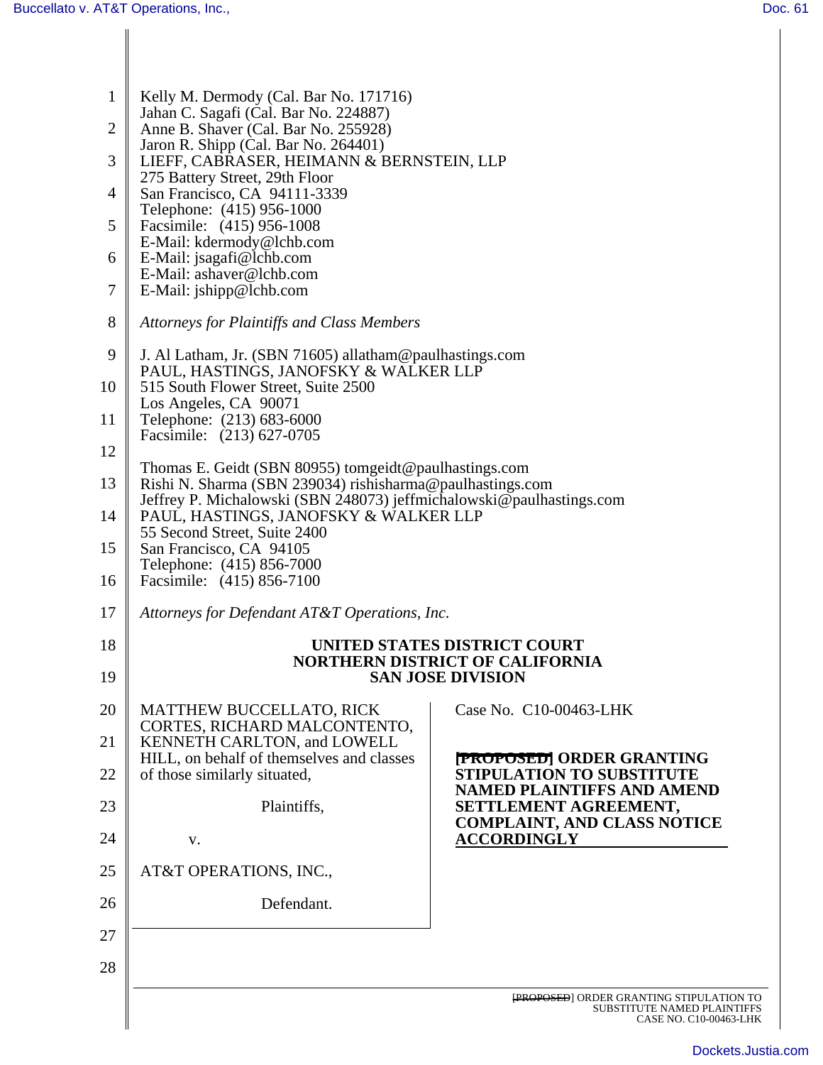Kelly M. Dermody (Cal. Bar No. 171716)
Jahan C. Sagafi (Cal. Bar No. 224887)
Anne B. Shaver (Cal. Bar No. 255928)
Jaron R. Shipp (Cal. Bar No. 264401)
LIEFF, CABRASER, HEIMANN & BERNSTEIN, LLP
275 Battery Street, 29th Floor
San Francisco, CA 94111-3339
Telephone: (415) 956-1000
Facsimile: (415) 956-1008
E-Mail: kdermody@lchb.com
E-Mail: jsagafi@lchb.com
E-Mail: ashaver@lchb.com
E-Mail: jshipp@lchb.com

*Attorneys for Plaintiffs and Class Members*

J. Al Latham, Jr. (SBN 71605) allatham@paulhastings.com
PAUL, HASTINGS, JANOFSKY & WALKER LLP
515 South Flower Street, Suite 2500
Los Angeles, CA 90071
Telephone: (213) 683-6000
Facsimile: (213) 627-0705

Thomas E. Geidt (SBN 80955) tomgeidt@paulhastings.com
Rishi N. Sharma (SBN 239034) rishisharma@paulhastings.com
Jeffrey P. Michalowski (SBN 248073) jeffmichalowski@paulhastings.com
PAUL, HASTINGS, JANOFSKY & WALKER LLP
55 Second Street, Suite 2400
San Francisco, CA 94105
Telephone: (415) 856-7000
Facsimile: (415) 856-7100

*Attorneys for Defendant AT&T Operations, Inc.*

**UNITED STATES DISTRICT COURT**
**NORTHERN DISTRICT OF CALIFORNIA**
**SAN JOSE DIVISION**

MATTHEW BUCCELLATO, RICK CORTES, RICHARD MALCONTENTO, KENNETH CARLTON, and LOWELL HILL, on behalf of themselves and classes of those similarly situated,

Plaintiffs,

v.

AT&T OPERATIONS, INC.,

Defendant.

Case No. C10-00463-LHK

**~~[PROPOSED]~~ ORDER GRANTING STIPULATION TO SUBSTITUTE NAMED PLAINTIFFS AND AMEND SETTLEMENT AGREEMENT, COMPLAINT, AND CLASS NOTICE ACCORDINGLY**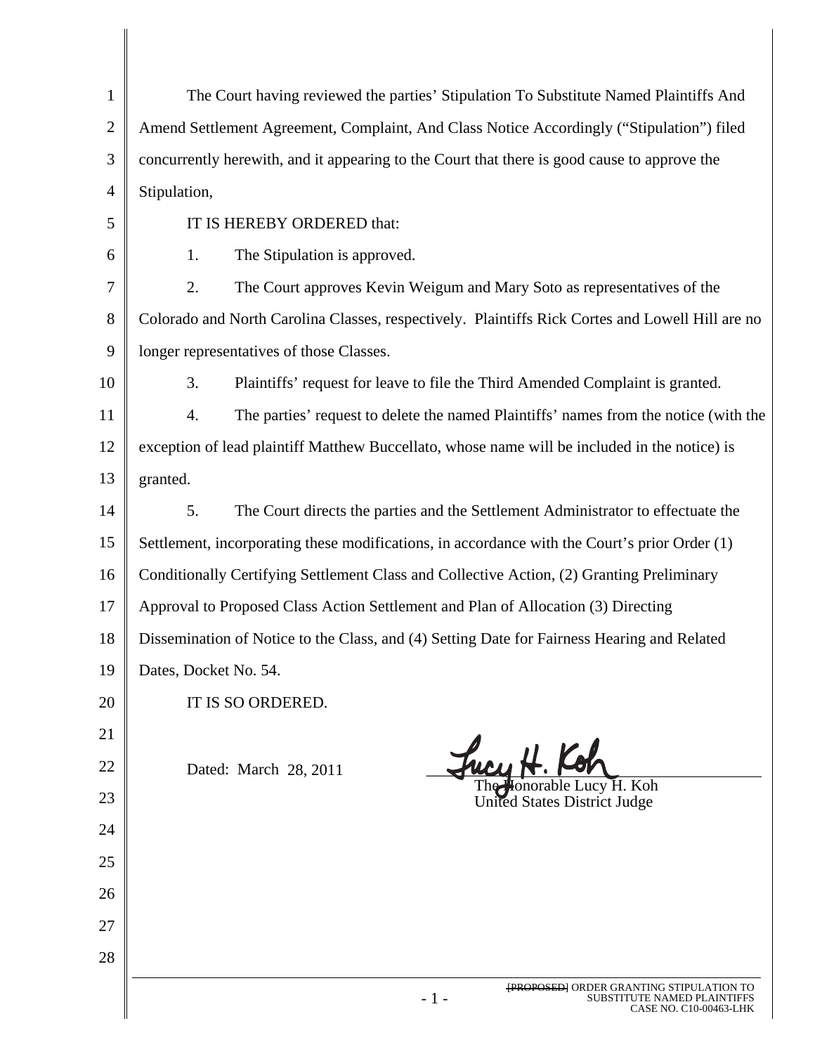The Court having reviewed the parties' Stipulation To Substitute Named Plaintiffs And Amend Settlement Agreement, Complaint, And Class Notice Accordingly ("Stipulation") filed concurrently herewith, and it appearing to the Court that there is good cause to approve the Stipulation,

IT IS HEREBY ORDERED that:

1. The Stipulation is approved.

2. The Court approves Kevin Weigum and Mary Soto as representatives of the Colorado and North Carolina Classes, respectively. Plaintiffs Rick Cortes and Lowell Hill are no longer representatives of those Classes.

3. Plaintiffs' request for leave to file the Third Amended Complaint is granted.

4. The parties' request to delete the named Plaintiffs' names from the notice (with the exception of lead plaintiff Matthew Buccellato, whose name will be included in the notice) is granted.

5. The Court directs the parties and the Settlement Administrator to effectuate the Settlement, incorporating these modifications, in accordance with the Court's prior Order (1) Conditionally Certifying Settlement Class and Collective Action, (2) Granting Preliminary Approval to Proposed Class Action Settlement and Plan of Allocation (3) Directing Dissemination of Notice to the Class, and (4) Setting Date for Fairness Hearing and Related Dates, Docket No. 54.

IT IS SO ORDERED.

Dated: March 28, 2011

Lucy H. Koh
The Honorable Lucy H. Koh
United States District Judge

~~[PROPOSED]~~ ORDER GRANTING STIPULATION TO SUBSTITUTE NAMED PLAINTIFFS
CASE NO. C10-00463-LHK